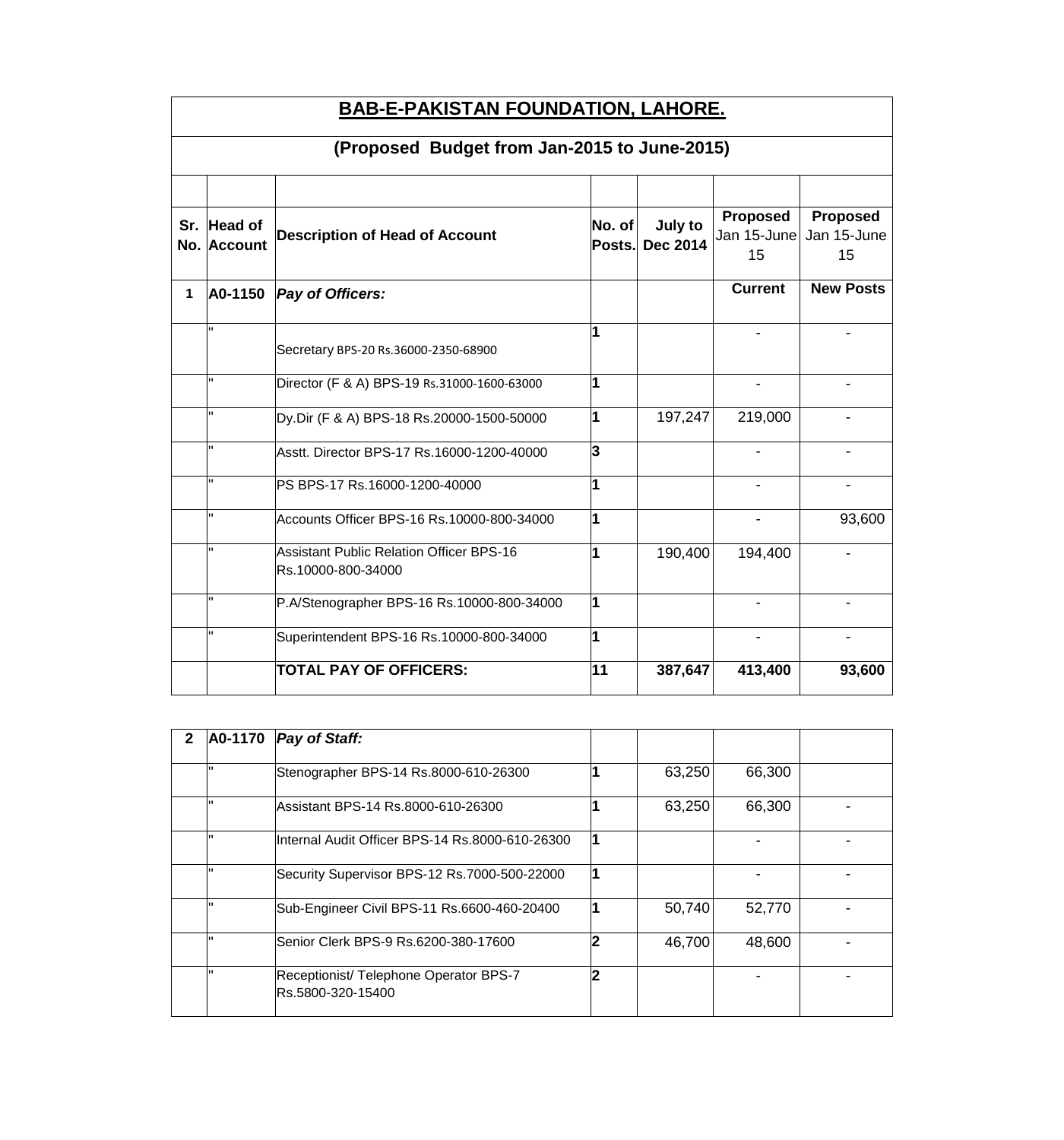# BAB-E-PAKISTAN FOUNDATION, LAHORE.

## (Proposed Budget from Jan-2015 to June-2015)

| Sr. No. | Head of Account | Description of Head of Account | No. of Posts. | July to Dec 2014 | Proposed Jan 15-June 15 | Proposed Jan 15-June 15 |
|---|---|---|---|---|---|---|
| 1 | A0-1150 | *Pay of Officers:* | | | Current | New Posts |
| | " | Secretary BPS-20 Rs.36000-2350-68900 | 1 | | - | - |
| | " | Director (F & A) BPS-19 Rs.31000-1600-63000 | 1 | | - | - |
| | " | Dy.Dir (F & A) BPS-18 Rs.20000-1500-50000 | 1 | 197,247 | 219,000 | - |
| | " | Asstt. Director BPS-17 Rs.16000-1200-40000 | 3 | | - | - |
| | " | PS BPS-17 Rs.16000-1200-40000 | 1 | | - | - |
| | " | Accounts Officer BPS-16 Rs.10000-800-34000 | 1 | | - | 93,600 |
| | " | Assistant Public Relation Officer BPS-16 Rs.10000-800-34000 | 1 | 190,400 | 194,400 | - |
| | " | P.A/Stenographer BPS-16 Rs.10000-800-34000 | 1 | | - | - |
| | " | Superintendent BPS-16 Rs.10000-800-34000 | 1 | | - | - |
| | | **TOTAL PAY OF OFFICERS:** | **11** | **387,647** | **413,400** | **93,600** |

| Sr. No. | Head of Account | Description of Head of Account | No. of Posts. | July to Dec 2014 | Proposed Jan 15-June 15 | Proposed Jan 15-June 15 |
|---|---|---|---|---|---|---|
| 2 | A0-1170 | *Pay of Staff:* | | | | |
| | " | Stenographer BPS-14 Rs.8000-610-26300 | 1 | 63,250 | 66,300 | |
| | " | Assistant BPS-14 Rs.8000-610-26300 | 1 | 63,250 | 66,300 | - |
| | " | Internal Audit Officer BPS-14 Rs.8000-610-26300 | 1 | | - | - |
| | " | Security Supervisor BPS-12 Rs.7000-500-22000 | 1 | | - | - |
| | " | Sub-Engineer Civil BPS-11 Rs.6600-460-20400 | 1 | 50,740 | 52,770 | - |
| | " | Senior Clerk BPS-9 Rs.6200-380-17600 | 2 | 46,700 | 48,600 | - |
| | " | Receptionist/ Telephone Operator BPS-7 Rs.5800-320-15400 | 2 | | - | - |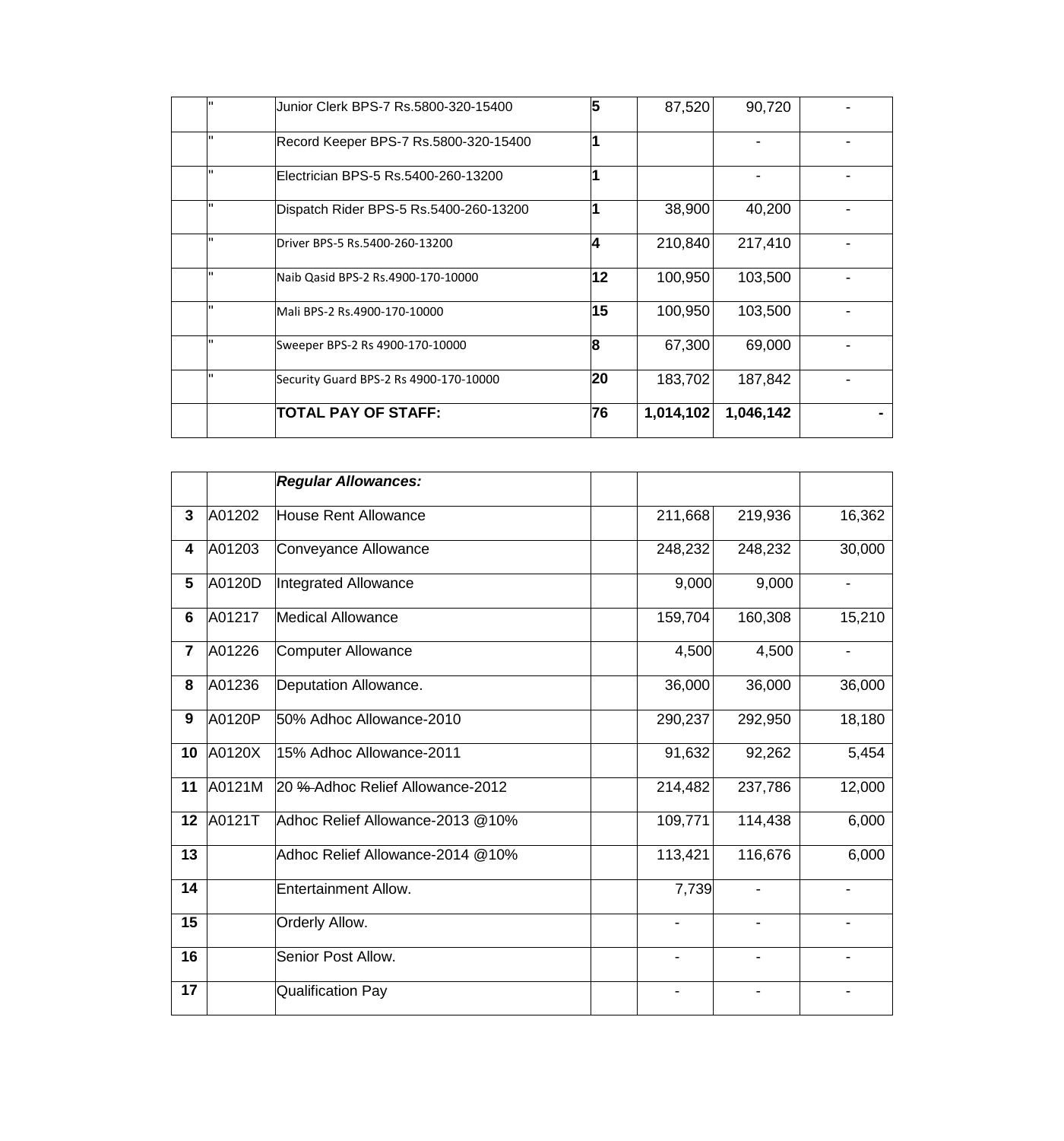| | | | | | | |
|---|---|---|---|---|---|---|
| | " | Junior Clerk BPS-7 Rs.5800-320-15400 | 5 | 87,520 | 90,720 | - |
| | " | Record Keeper BPS-7 Rs.5800-320-15400 | 1 | | - | - |
| | " | Electrician BPS-5 Rs.5400-260-13200 | 1 | | - | - |
| | " | Dispatch Rider BPS-5 Rs.5400-260-13200 | 1 | 38,900 | 40,200 | - |
| | " | Driver BPS-5 Rs.5400-260-13200 | 4 | 210,840 | 217,410 | - |
| | " | Naib Qasid BPS-2 Rs.4900-170-10000 | 12 | 100,950 | 103,500 | - |
| | " | Mali BPS-2 Rs.4900-170-10000 | 15 | 100,950 | 103,500 | - |
| | " | Sweeper BPS-2 Rs 4900-170-10000 | 8 | 67,300 | 69,000 | - |
| | " | Security Guard BPS-2 Rs 4900-170-10000 | 20 | 183,702 | 187,842 | - |
| | | **TOTAL PAY OF STAFF:** | **76** | **1,014,102** | **1,046,142** | **-** |

| | | | | | | |
|---|---|---|---|---|---|---|
| | | ***Regular Allowances:*** | | | | |
| **3** | A01202 | House Rent Allowance | | 211,668 | 219,936 | 16,362 |
| **4** | A01203 | Conveyance Allowance | | 248,232 | 248,232 | 30,000 |
| **5** | A0120D | Integrated Allowance | | 9,000 | 9,000 | - |
| **6** | A01217 | Medical Allowance | | 159,704 | 160,308 | 15,210 |
| **7** | A01226 | Computer Allowance | | 4,500 | 4,500 | - |
| **8** | A01236 | Deputation Allowance. | | 36,000 | 36,000 | 36,000 |
| **9** | A0120P | 50% Adhoc Allowance-2010 | | 290,237 | 292,950 | 18,180 |
| **10** | A0120X | 15% Adhoc Allowance-2011 | | 91,632 | 92,262 | 5,454 |
| **11** | A0121M | 20 ~~%~~ Adhoc Relief Allowance-2012 | | 214,482 | 237,786 | 12,000 |
| **12** | A0121T | Adhoc Relief Allowance-2013 @10% | | 109,771 | 114,438 | 6,000 |
| **13** | | Adhoc Relief Allowance-2014 @10% | | 113,421 | 116,676 | 6,000 |
| **14** | | Entertainment Allow. | | 7,739 | - | - |
| **15** | | Orderly Allow. | | - | - | - |
| **16** | | Senior Post Allow. | | - | - | - |
| **17** | | Qualification Pay | | - | - | - |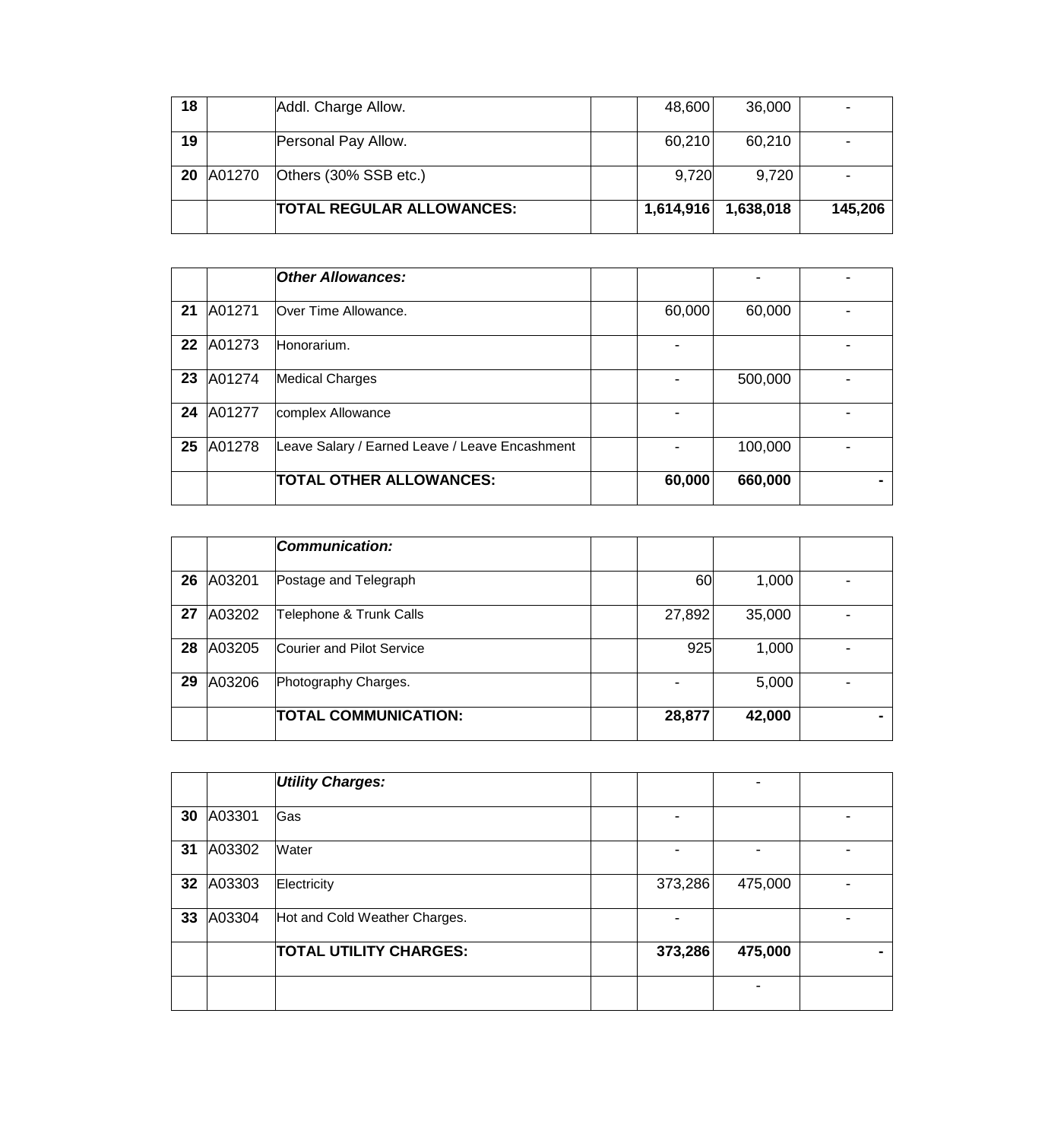| | | | | | | |
|---|---|---|---|---|---|---|
| **18** | | Addl. Charge Allow. | | 48,600 | 36,000 | - |
| **19** | | Personal Pay Allow. | | 60,210 | 60,210 | - |
| **20** | A01270 | Others (30% SSB etc.) | | 9,720 | 9,720 | - |
| | | **TOTAL REGULAR ALLOWANCES:** | | **1,614,916** | **1,638,018** | **145,206** |

| | | | | | | |
|---|---|---|---|---|---|---|
| | | ***Other Allowances:*** | | | - | - |
| **21** | A01271 | Over Time Allowance. | | 60,000 | 60,000 | - |
| **22** | A01273 | Honorarium. | | - | | - |
| **23** | A01274 | Medical Charges | | - | 500,000 | - |
| **24** | A01277 | complex Allowance | | - | | - |
| **25** | A01278 | Leave Salary / Earned Leave / Leave Encashment | | - | 100,000 | - |
| | | **TOTAL OTHER ALLOWANCES:** | | **60,000** | **660,000** | **-** |

| | | | | | | |
|---|---|---|---|---|---|---|
| | | ***Communication:*** | | | | |
| **26** | A03201 | Postage and Telegraph | | 60 | 1,000 | - |
| **27** | A03202 | Telephone & Trunk Calls | | 27,892 | 35,000 | - |
| **28** | A03205 | Courier and Pilot Service | | 925 | 1,000 | - |
| **29** | A03206 | Photography Charges. | | - | 5,000 | - |
| | | **TOTAL COMMUNICATION:** | | **28,877** | **42,000** | **-** |

| | | | | | | |
|---|---|---|---|---|---|---|
| | | ***Utility Charges:*** | | | - | |
| **30** | A03301 | Gas | | - | | - |
| **31** | A03302 | Water | | - | - | - |
| **32** | A03303 | Electricity | | 373,286 | 475,000 | - |
| **33** | A03304 | Hot and Cold Weather Charges. | | - | | - |
| | | **TOTAL UTILITY CHARGES:** | | **373,286** | **475,000** | **-** |
| | | | | | - | |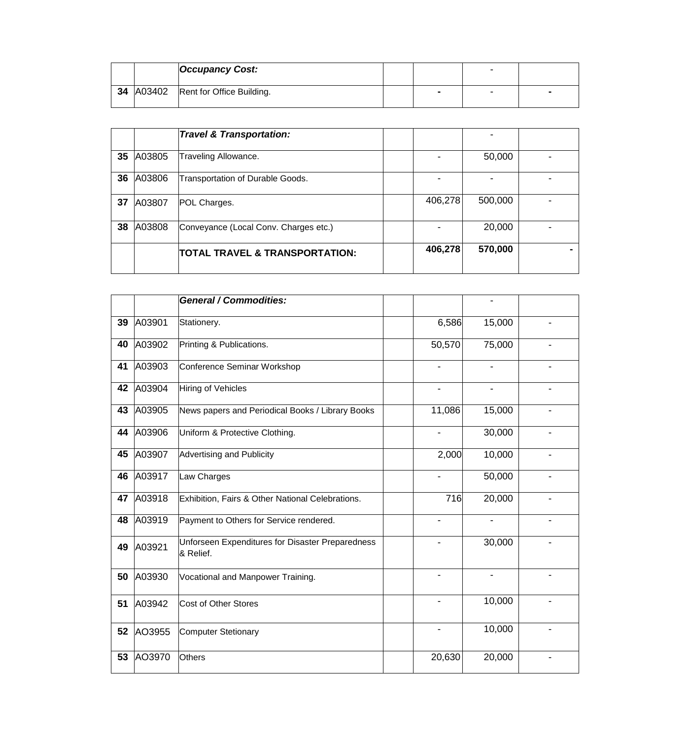| | | | | | | |
|---|---|---|---|---|---|---|
| | | ***Occupancy Cost:*** | | | - | |
| **34** | A03402 | Rent for Office Building. | | **-** | - | **-** |

| | | | | | | |
|---|---|---|---|---|---|---|
| | | ***Travel & Transportation:*** | | | - | |
| **35** | A03805 | Traveling Allowance. | | - | 50,000 | - |
| **36** | A03806 | Transportation of Durable Goods. | | - | - | - |
| **37** | A03807 | POL Charges. | | 406,278 | 500,000 | - |
| **38** | A03808 | Conveyance (Local Conv. Charges etc.) | | - | 20,000 | - |
| | | **TOTAL TRAVEL & TRANSPORTATION:** | | **406,278** | **570,000** | **-** |

| | | | | | | |
|---|---|---|---|---|---|---|
| | | ***General / Commodities:*** | | | - | |
| **39** | A03901 | Stationery. | | 6,586 | 15,000 | - |
| **40** | A03902 | Printing & Publications. | | 50,570 | 75,000 | - |
| **41** | A03903 | Conference Seminar Workshop | | - | - | - |
| **42** | A03904 | Hiring of Vehicles | | - | - | - |
| **43** | A03905 | News papers and Periodical Books / Library Books | | 11,086 | 15,000 | - |
| **44** | A03906 | Uniform & Protective Clothing. | | - | 30,000 | - |
| **45** | A03907 | Advertising and Publicity | | 2,000 | 10,000 | - |
| **46** | A03917 | Law Charges | | - | 50,000 | - |
| **47** | A03918 | Exhibition, Fairs & Other National Celebrations. | | 716 | 20,000 | - |
| **48** | A03919 | Payment to Others for Service rendered. | | - | - | - |
| **49** | A03921 | Unforseen Expenditures for Disaster Preparedness & Relief. | | - | 30,000 | - |
| **50** | A03930 | Vocational and Manpower Training. | | - | - | - |
| **51** | A03942 | Cost of Other Stores | | - | 10,000 | - |
| **52** | AO3955 | Computer Stetionary | | - | 10,000 | - |
| **53** | AO3970 | Others | | 20,630 | 20,000 | - |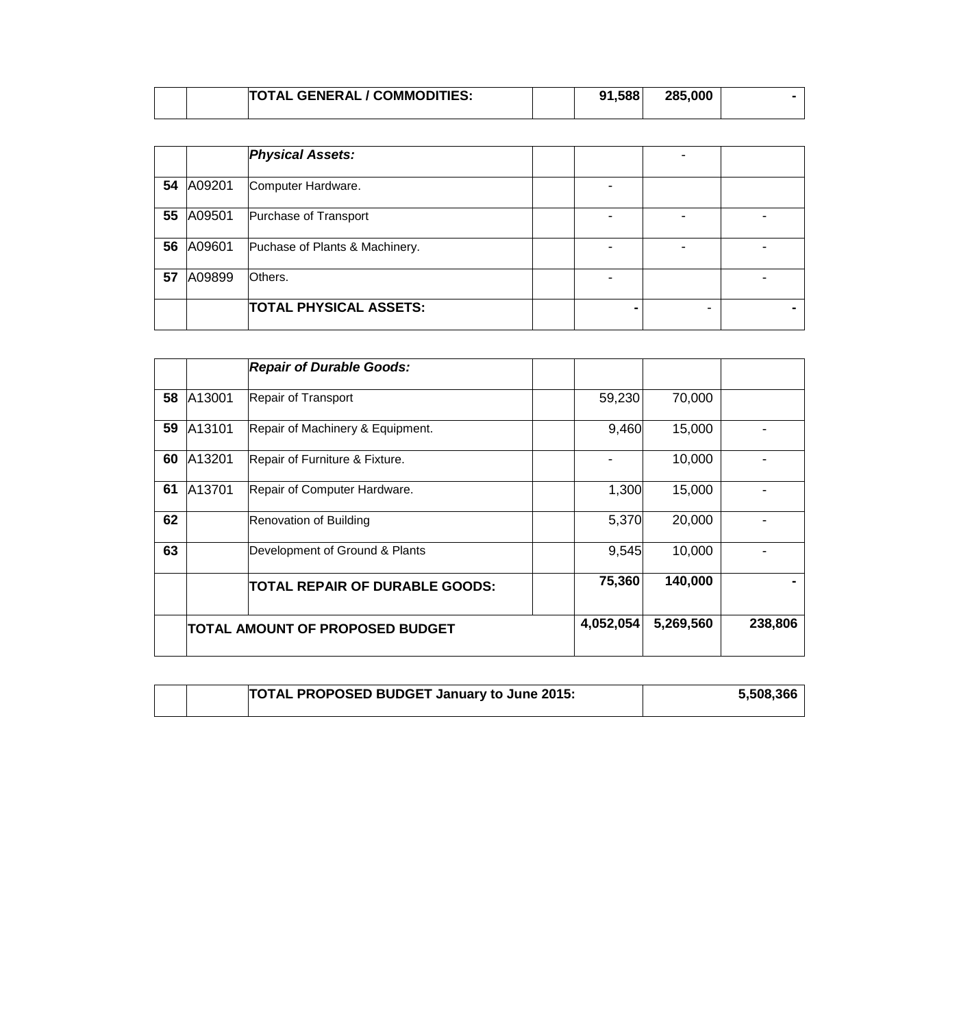| | | | | | | |
|---|---|---|---|---|---|---|
| | | **TOTAL GENERAL / COMMODITIES:** | | **91,588** | **285,000** | **-** |

| | | | | | | |
|---|---|---|---|---|---|---|
| | | ***Physical Assets:*** | | | - | |
| **54** | A09201 | Computer Hardware. | | - | | |
| **55** | A09501 | Purchase of Transport | | - | - | - |
| **56** | A09601 | Puchase of Plants & Machinery. | | - | - | - |
| **57** | A09899 | Others. | | - | | - |
| | | **TOTAL PHYSICAL ASSETS:** | | **-** | - | **-** |

| | | | | | | |
|---|---|---|---|---|---|---|
| | | ***Repair of Durable Goods:*** | | | | |
| **58** | A13001 | Repair of Transport | | 59,230 | 70,000 | |
| **59** | A13101 | Repair of Machinery & Equipment. | | 9,460 | 15,000 | - |
| **60** | A13201 | Repair of Furniture & Fixture. | | - | 10,000 | - |
| **61** | A13701 | Repair of Computer Hardware. | | 1,300 | 15,000 | - |
| **62** | | Renovation of Building | | 5,370 | 20,000 | - |
| **63** | | Development of Ground & Plants | | 9,545 | 10,000 | - |
| | | **TOTAL REPAIR OF DURABLE GOODS:** | | **75,360** | **140,000** | **-** |
| | **TOTAL AMOUNT OF PROPOSED BUDGET** | | | **4,052,054** | **5,269,560** | **238,806** |

| | | | |
|---|---|---|---|
| | | **TOTAL PROPOSED BUDGET January to June 2015:** | **5,508,366** |